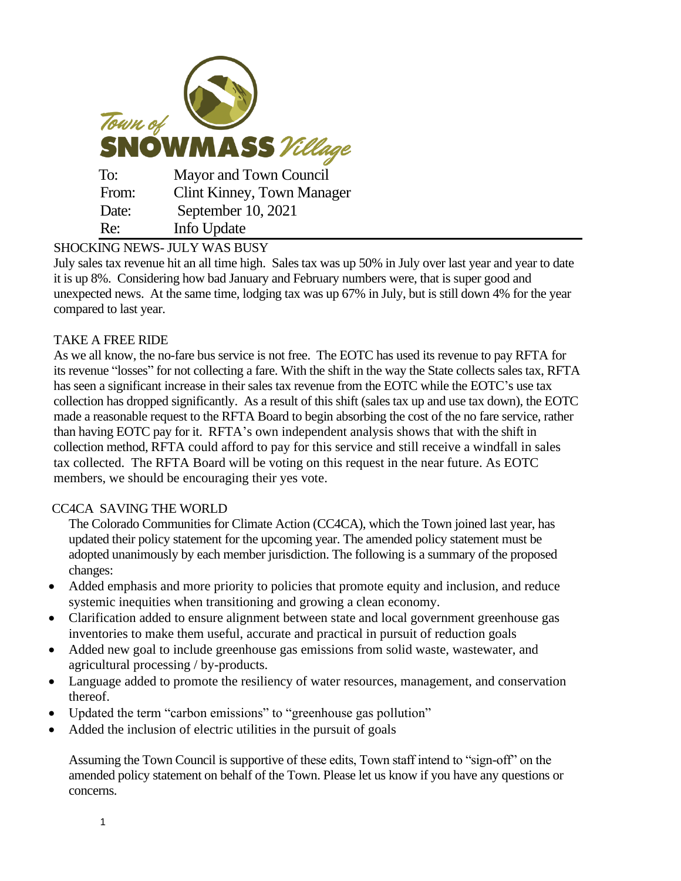Town of SNOWMASS Village

| | |
|---|---|
| To: | Mayor and Town Council |
| From: | Clint Kinney, Town Manager |
| Date: | September 10, 2021 |
| Re: | Info Update |

## SHOCKING NEWS- JULY WAS BUSY

July sales tax revenue hit an all time high. Sales tax was up 50% in July over last year and year to date it is up 8%. Considering how bad January and February numbers were, that is super good and unexpected news. At the same time, lodging tax was up 67% in July, but is still down 4% for the year compared to last year.

## TAKE A FREE RIDE

As we all know, the no-fare bus service is not free. The EOTC has used its revenue to pay RFTA for its revenue "losses" for not collecting a fare. With the shift in the way the State collects sales tax, RFTA has seen a significant increase in their sales tax revenue from the EOTC while the EOTC's use tax collection has dropped significantly. As a result of this shift (sales tax up and use tax down), the EOTC made a reasonable request to the RFTA Board to begin absorbing the cost of the no fare service, rather than having EOTC pay for it. RFTA's own independent analysis shows that with the shift in collection method, RFTA could afford to pay for this service and still receive a windfall in sales tax collected. The RFTA Board will be voting on this request in the near future. As EOTC members, we should be encouraging their yes vote.

## CC4CA SAVING THE WORLD

The Colorado Communities for Climate Action (CC4CA), which the Town joined last year, has updated their policy statement for the upcoming year. The amended policy statement must be adopted unanimously by each member jurisdiction. The following is a summary of the proposed changes:

- Added emphasis and more priority to policies that promote equity and inclusion, and reduce systemic inequities when transitioning and growing a clean economy.
- Clarification added to ensure alignment between state and local government greenhouse gas inventories to make them useful, accurate and practical in pursuit of reduction goals
- Added new goal to include greenhouse gas emissions from solid waste, wastewater, and agricultural processing / by-products.
- Language added to promote the resiliency of water resources, management, and conservation thereof.
- Updated the term "carbon emissions" to "greenhouse gas pollution"
- Added the inclusion of electric utilities in the pursuit of goals

Assuming the Town Council is supportive of these edits, Town staff intend to "sign-off" on the amended policy statement on behalf of the Town. Please let us know if you have any questions or concerns.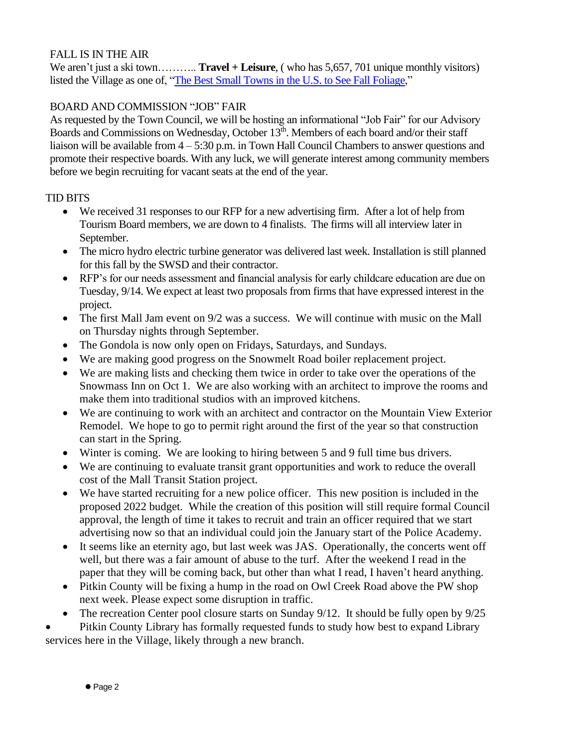FALL IS IN THE AIR

We aren't just a ski town……….. **Travel + Leisure**, ( who has 5,657, 701 unique monthly visitors) listed the Village as one of, "The Best Small Towns in the U.S. to See Fall Foliage,"

BOARD AND COMMISSION "JOB" FAIR

As requested by the Town Council, we will be hosting an informational "Job Fair" for our Advisory Boards and Commissions on Wednesday, October 13th. Members of each board and/or their staff liaison will be available from 4 – 5:30 p.m. in Town Hall Council Chambers to answer questions and promote their respective boards. With any luck, we will generate interest among community members before we begin recruiting for vacant seats at the end of the year.

TID BITS

- We received 31 responses to our RFP for a new advertising firm. After a lot of help from Tourism Board members, we are down to 4 finalists. The firms will all interview later in September.
- The micro hydro electric turbine generator was delivered last week. Installation is still planned for this fall by the SWSD and their contractor.
- RFP's for our needs assessment and financial analysis for early childcare education are due on Tuesday, 9/14. We expect at least two proposals from firms that have expressed interest in the project.
- The first Mall Jam event on 9/2 was a success. We will continue with music on the Mall on Thursday nights through September.
- The Gondola is now only open on Fridays, Saturdays, and Sundays.
- We are making good progress on the Snowmelt Road boiler replacement project.
- We are making lists and checking them twice in order to take over the operations of the Snowmass Inn on Oct 1. We are also working with an architect to improve the rooms and make them into traditional studios with an improved kitchens.
- We are continuing to work with an architect and contractor on the Mountain View Exterior Remodel. We hope to go to permit right around the first of the year so that construction can start in the Spring.
- Winter is coming. We are looking to hiring between 5 and 9 full time bus drivers.
- We are continuing to evaluate transit grant opportunities and work to reduce the overall cost of the Mall Transit Station project.
- We have started recruiting for a new police officer. This new position is included in the proposed 2022 budget. While the creation of this position will still require formal Council approval, the length of time it takes to recruit and train an officer required that we start advertising now so that an individual could join the January start of the Police Academy.
- It seems like an eternity ago, but last week was JAS. Operationally, the concerts went off well, but there was a fair amount of abuse to the turf. After the weekend I read in the paper that they will be coming back, but other than what I read, I haven't heard anything.
- Pitkin County will be fixing a hump in the road on Owl Creek Road above the PW shop next week. Please expect some disruption in traffic.
- The recreation Center pool closure starts on Sunday 9/12. It should be fully open by 9/25
- Pitkin County Library has formally requested funds to study how best to expand Library services here in the Village, likely through a new branch.